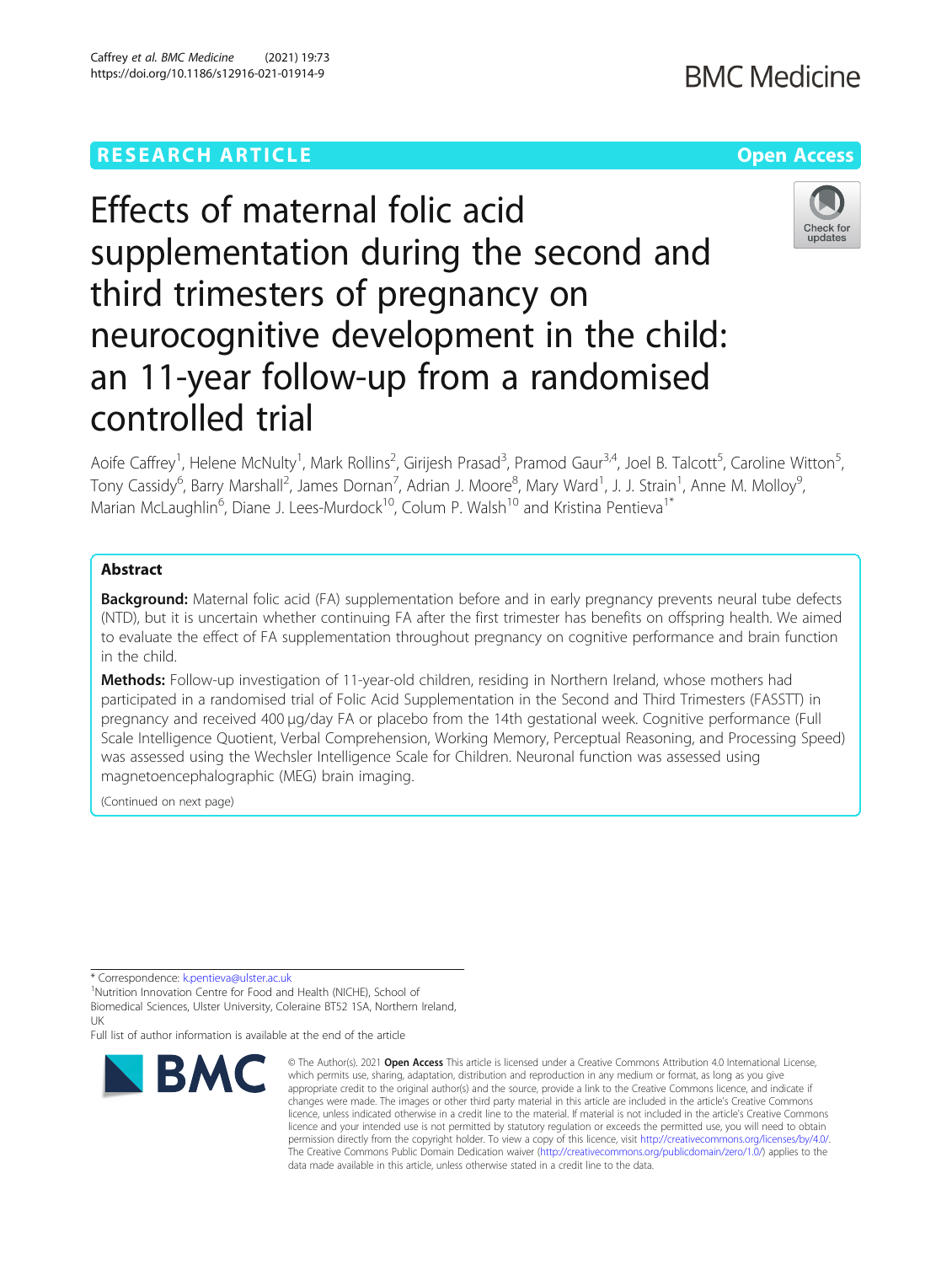RESEARCH ARTICLE

Open Access

# Effects of maternal folic acid supplementation during the second and third trimesters of pregnancy on neurocognitive development in the child: an 11-year follow-up from a randomised controlled trial

Aoife Caffrey[1], Helene McNulty[1], Mark Rollins[2], Girijesh Prasad[3], Pramod Gaur[3,4], Joel B. Talcott[5], Caroline Witton[5], Tony Cassidy[6], Barry Marshall[2], James Dornan[7], Adrian J. Moore[8], Mary Ward[1], J. J. Strain[1], Anne M. Molloy[9], Marian McLaughlin[6], Diane J. Lees-Murdock[10], Colum P. Walsh[10] and Kristina Pentieva[1*]

## Abstract

**Background:** Maternal folic acid (FA) supplementation before and in early pregnancy prevents neural tube defects (NTD), but it is uncertain whether continuing FA after the first trimester has benefits on offspring health. We aimed to evaluate the effect of FA supplementation throughout pregnancy on cognitive performance and brain function in the child.

**Methods:** Follow-up investigation of 11-year-old children, residing in Northern Ireland, whose mothers had participated in a randomised trial of Folic Acid Supplementation in the Second and Third Trimesters (FASSTT) in pregnancy and received 400 μg/day FA or placebo from the 14th gestational week. Cognitive performance (Full Scale Intelligence Quotient, Verbal Comprehension, Working Memory, Perceptual Reasoning, and Processing Speed) was assessed using the Wechsler Intelligence Scale for Children. Neuronal function was assessed using magnetoencephalographic (MEG) brain imaging.

(Continued on next page)

\* Correspondence: k.pentieva@ulster.ac.uk
[1]Nutrition Innovation Centre for Food and Health (NICHE), School of Biomedical Sciences, Ulster University, Coleraine BT52 1SA, Northern Ireland, UK
Full list of author information is available at the end of the article

© The Author(s). 2021 **Open Access** This article is licensed under a Creative Commons Attribution 4.0 International License, which permits use, sharing, adaptation, distribution and reproduction in any medium or format, as long as you give appropriate credit to the original author(s) and the source, provide a link to the Creative Commons licence, and indicate if changes were made. The images or other third party material in this article are included in the article's Creative Commons licence, unless indicated otherwise in a credit line to the material. If material is not included in the article's Creative Commons licence and your intended use is not permitted by statutory regulation or exceeds the permitted use, you will need to obtain permission directly from the copyright holder. To view a copy of this licence, visit http://creativecommons.org/licenses/by/4.0/. The Creative Commons Public Domain Dedication waiver (http://creativecommons.org/publicdomain/zero/1.0/) applies to the data made available in this article, unless otherwise stated in a credit line to the data.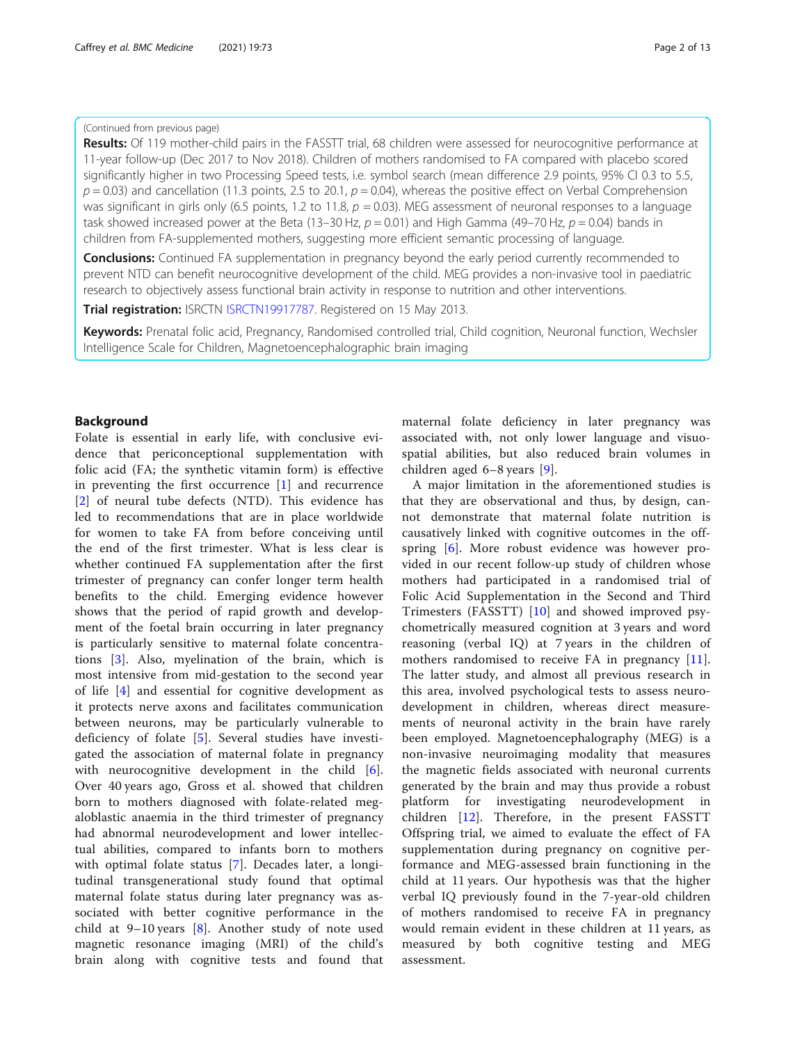(Continued from previous page)

**Results:** Of 119 mother-child pairs in the FASSTT trial, 68 children were assessed for neurocognitive performance at 11-year follow-up (Dec 2017 to Nov 2018). Children of mothers randomised to FA compared with placebo scored significantly higher in two Processing Speed tests, i.e. symbol search (mean difference 2.9 points, 95% CI 0.3 to 5.5, $p = 0.03$) and cancellation (11.3 points, 2.5 to 20.1, $p = 0.04$), whereas the positive effect on Verbal Comprehension was significant in girls only (6.5 points, 1.2 to 11.8, $p = 0.03$). MEG assessment of neuronal responses to a language task showed increased power at the Beta (13–30 Hz, $p = 0.01$) and High Gamma (49–70 Hz, $p = 0.04$) bands in children from FA-supplemented mothers, suggesting more efficient semantic processing of language.

**Conclusions:** Continued FA supplementation in pregnancy beyond the early period currently recommended to prevent NTD can benefit neurocognitive development of the child. MEG provides a non-invasive tool in paediatric research to objectively assess functional brain activity in response to nutrition and other interventions.

**Trial registration:** ISRCTN ISRCTN19917787. Registered on 15 May 2013.

**Keywords:** Prenatal folic acid, Pregnancy, Randomised controlled trial, Child cognition, Neuronal function, Wechsler Intelligence Scale for Children, Magnetoencephalographic brain imaging

## Background

Folate is essential in early life, with conclusive evidence that periconceptional supplementation with folic acid (FA; the synthetic vitamin form) is effective in preventing the first occurrence [1] and recurrence [2] of neural tube defects (NTD). This evidence has led to recommendations that are in place worldwide for women to take FA from before conceiving until the end of the first trimester. What is less clear is whether continued FA supplementation after the first trimester of pregnancy can confer longer term health benefits to the child. Emerging evidence however shows that the period of rapid growth and development of the foetal brain occurring in later pregnancy is particularly sensitive to maternal folate concentrations [3]. Also, myelination of the brain, which is most intensive from mid-gestation to the second year of life [4] and essential for cognitive development as it protects nerve axons and facilitates communication between neurons, may be particularly vulnerable to deficiency of folate [5]. Several studies have investigated the association of maternal folate in pregnancy with neurocognitive development in the child [6]. Over 40 years ago, Gross et al. showed that children born to mothers diagnosed with folate-related megaloblastic anaemia in the third trimester of pregnancy had abnormal neurodevelopment and lower intellectual abilities, compared to infants born to mothers with optimal folate status [7]. Decades later, a longitudinal transgenerational study found that optimal maternal folate status during later pregnancy was associated with better cognitive performance in the child at 9–10 years [8]. Another study of note used magnetic resonance imaging (MRI) of the child's brain along with cognitive tests and found that maternal folate deficiency in later pregnancy was associated with, not only lower language and visuospatial abilities, but also reduced brain volumes in children aged 6–8 years [9].

A major limitation in the aforementioned studies is that they are observational and thus, by design, cannot demonstrate that maternal folate nutrition is causatively linked with cognitive outcomes in the offspring [6]. More robust evidence was however provided in our recent follow-up study of children whose mothers had participated in a randomised trial of Folic Acid Supplementation in the Second and Third Trimesters (FASSTT) [10] and showed improved psychometrically measured cognition at 3 years and word reasoning (verbal IQ) at 7 years in the children of mothers randomised to receive FA in pregnancy [11]. The latter study, and almost all previous research in this area, involved psychological tests to assess neurodevelopment in children, whereas direct measurements of neuronal activity in the brain have rarely been employed. Magnetoencephalography (MEG) is a non-invasive neuroimaging modality that measures the magnetic fields associated with neuronal currents generated by the brain and may thus provide a robust platform for investigating neurodevelopment in children [12]. Therefore, in the present FASSTT Offspring trial, we aimed to evaluate the effect of FA supplementation during pregnancy on cognitive performance and MEG-assessed brain functioning in the child at 11 years. Our hypothesis was that the higher verbal IQ previously found in the 7-year-old children of mothers randomised to receive FA in pregnancy would remain evident in these children at 11 years, as measured by both cognitive testing and MEG assessment.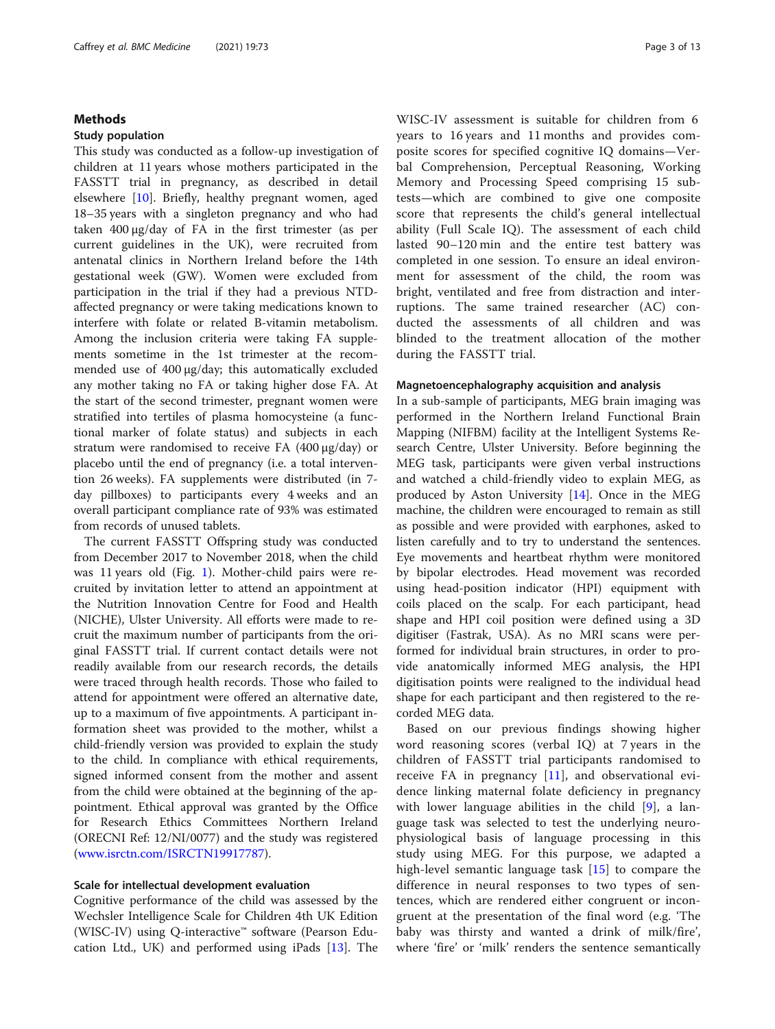## Methods

### Study population

This study was conducted as a follow-up investigation of children at 11 years whose mothers participated in the FASSTT trial in pregnancy, as described in detail elsewhere [10]. Briefly, healthy pregnant women, aged 18–35 years with a singleton pregnancy and who had taken 400 μg/day of FA in the first trimester (as per current guidelines in the UK), were recruited from antenatal clinics in Northern Ireland before the 14th gestational week (GW). Women were excluded from participation in the trial if they had a previous NTD-affected pregnancy or were taking medications known to interfere with folate or related B-vitamin metabolism. Among the inclusion criteria were taking FA supplements sometime in the 1st trimester at the recommended use of 400 μg/day; this automatically excluded any mother taking no FA or taking higher dose FA. At the start of the second trimester, pregnant women were stratified into tertiles of plasma homocysteine (a functional marker of folate status) and subjects in each stratum were randomised to receive FA (400 μg/day) or placebo until the end of pregnancy (i.e. a total intervention 26 weeks). FA supplements were distributed (in 7-day pillboxes) to participants every 4 weeks and an overall participant compliance rate of 93% was estimated from records of unused tablets.

The current FASSTT Offspring study was conducted from December 2017 to November 2018, when the child was 11 years old (Fig. 1). Mother-child pairs were recruited by invitation letter to attend an appointment at the Nutrition Innovation Centre for Food and Health (NICHE), Ulster University. All efforts were made to recruit the maximum number of participants from the original FASSTT trial. If current contact details were not readily available from our research records, the details were traced through health records. Those who failed to attend for appointment were offered an alternative date, up to a maximum of five appointments. A participant information sheet was provided to the mother, whilst a child-friendly version was provided to explain the study to the child. In compliance with ethical requirements, signed informed consent from the mother and assent from the child were obtained at the beginning of the appointment. Ethical approval was granted by the Office for Research Ethics Committees Northern Ireland (ORECNI Ref: 12/NI/0077) and the study was registered (www.isrctn.com/ISRCTN19917787).

### Scale for intellectual development evaluation

Cognitive performance of the child was assessed by the Wechsler Intelligence Scale for Children 4th UK Edition (WISC-IV) using Q-interactive™ software (Pearson Education Ltd., UK) and performed using iPads [13]. The WISC-IV assessment is suitable for children from 6 years to 16 years and 11 months and provides composite scores for specified cognitive IQ domains—Verbal Comprehension, Perceptual Reasoning, Working Memory and Processing Speed comprising 15 subtests—which are combined to give one composite score that represents the child's general intellectual ability (Full Scale IQ). The assessment of each child lasted 90–120 min and the entire test battery was completed in one session. To ensure an ideal environment for assessment of the child, the room was bright, ventilated and free from distraction and interruptions. The same trained researcher (AC) conducted the assessments of all children and was blinded to the treatment allocation of the mother during the FASSTT trial.

### Magnetoencephalography acquisition and analysis

In a sub-sample of participants, MEG brain imaging was performed in the Northern Ireland Functional Brain Mapping (NIFBM) facility at the Intelligent Systems Research Centre, Ulster University. Before beginning the MEG task, participants were given verbal instructions and watched a child-friendly video to explain MEG, as produced by Aston University [14]. Once in the MEG machine, the children were encouraged to remain as still as possible and were provided with earphones, asked to listen carefully and to try to understand the sentences. Eye movements and heartbeat rhythm were monitored by bipolar electrodes. Head movement was recorded using head-position indicator (HPI) equipment with coils placed on the scalp. For each participant, head shape and HPI coil position were defined using a 3D digitiser (Fastrak, USA). As no MRI scans were performed for individual brain structures, in order to provide anatomically informed MEG analysis, the HPI digitisation points were realigned to the individual head shape for each participant and then registered to the recorded MEG data.

Based on our previous findings showing higher word reasoning scores (verbal IQ) at 7 years in the children of FASSTT trial participants randomised to receive FA in pregnancy [11], and observational evidence linking maternal folate deficiency in pregnancy with lower language abilities in the child [9], a language task was selected to test the underlying neurophysiological basis of language processing in this study using MEG. For this purpose, we adapted a high-level semantic language task [15] to compare the difference in neural responses to two types of sentences, which are rendered either congruent or incongruent at the presentation of the final word (e.g. 'The baby was thirsty and wanted a drink of milk/fire', where 'fire' or 'milk' renders the sentence semantically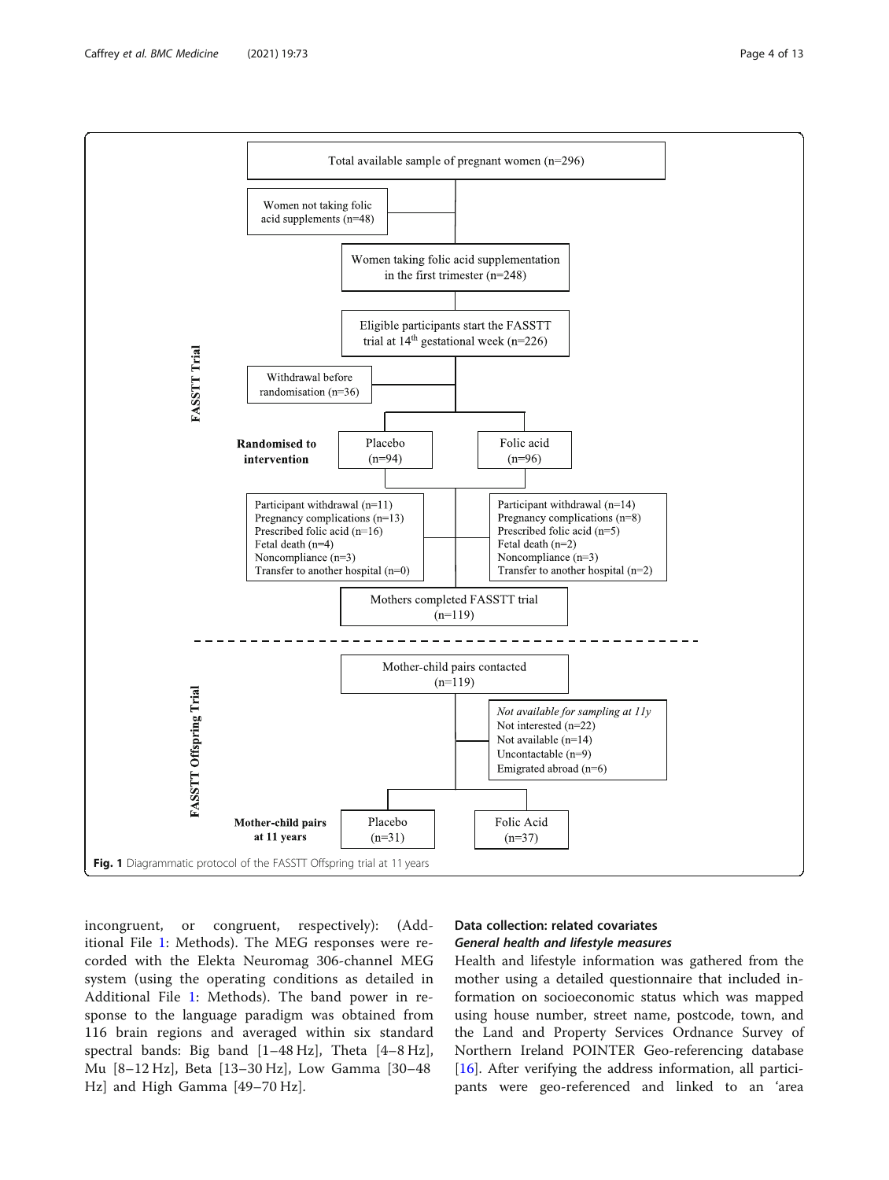Total available sample of pregnant women (n=296)

Women not taking folic acid supplements (n=48)

Women taking folic acid supplementation in the first trimester (n=248)

Eligible participants start the FASSTT trial at 14th gestational week (n=226)

Withdrawal before randomisation (n=36)

**FASSTT Trial**

**Randomised to intervention**

Placebo (n=94)

Folic acid (n=96)

Participant withdrawal (n=11)
Pregnancy complications (n=13)
Prescribed folic acid (n=16)
Fetal death (n=4)
Noncompliance (n=3)
Transfer to another hospital (n=0)

Participant withdrawal (n=14)
Pregnancy complications (n=8)
Prescribed folic acid (n=5)
Fetal death (n=2)
Noncompliance (n=3)
Transfer to another hospital (n=2)

Mothers completed FASSTT trial (n=119)

**FASSTT Offspring Trial**

Mother-child pairs contacted (n=119)

*Not available for sampling at 11y*
Not interested (n=22)
Not available (n=14)
Uncontactable (n=9)
Emigrated abroad (n=6)

**Mother-child pairs at 11 years**

Placebo (n=31)

Folic Acid (n=37)

**Fig. 1** Diagrammatic protocol of the FASSTT Offspring trial at 11 years

incongruent, or congruent, respectively): (Additional File 1: Methods). The MEG responses were recorded with the Elekta Neuromag 306-channel MEG system (using the operating conditions as detailed in Additional File 1: Methods). The band power in response to the language paradigm was obtained from 116 brain regions and averaged within six standard spectral bands: Big band [1–48 Hz], Theta [4–8 Hz], Mu [8–12 Hz], Beta [13–30 Hz], Low Gamma [30–48 Hz] and High Gamma [49–70 Hz].

## Data collection: related covariates

### *General health and lifestyle measures*

Health and lifestyle information was gathered from the mother using a detailed questionnaire that included information on socioeconomic status which was mapped using house number, street name, postcode, town, and the Land and Property Services Ordnance Survey of Northern Ireland POINTER Geo-referencing database [16]. After verifying the address information, all participants were geo-referenced and linked to an 'area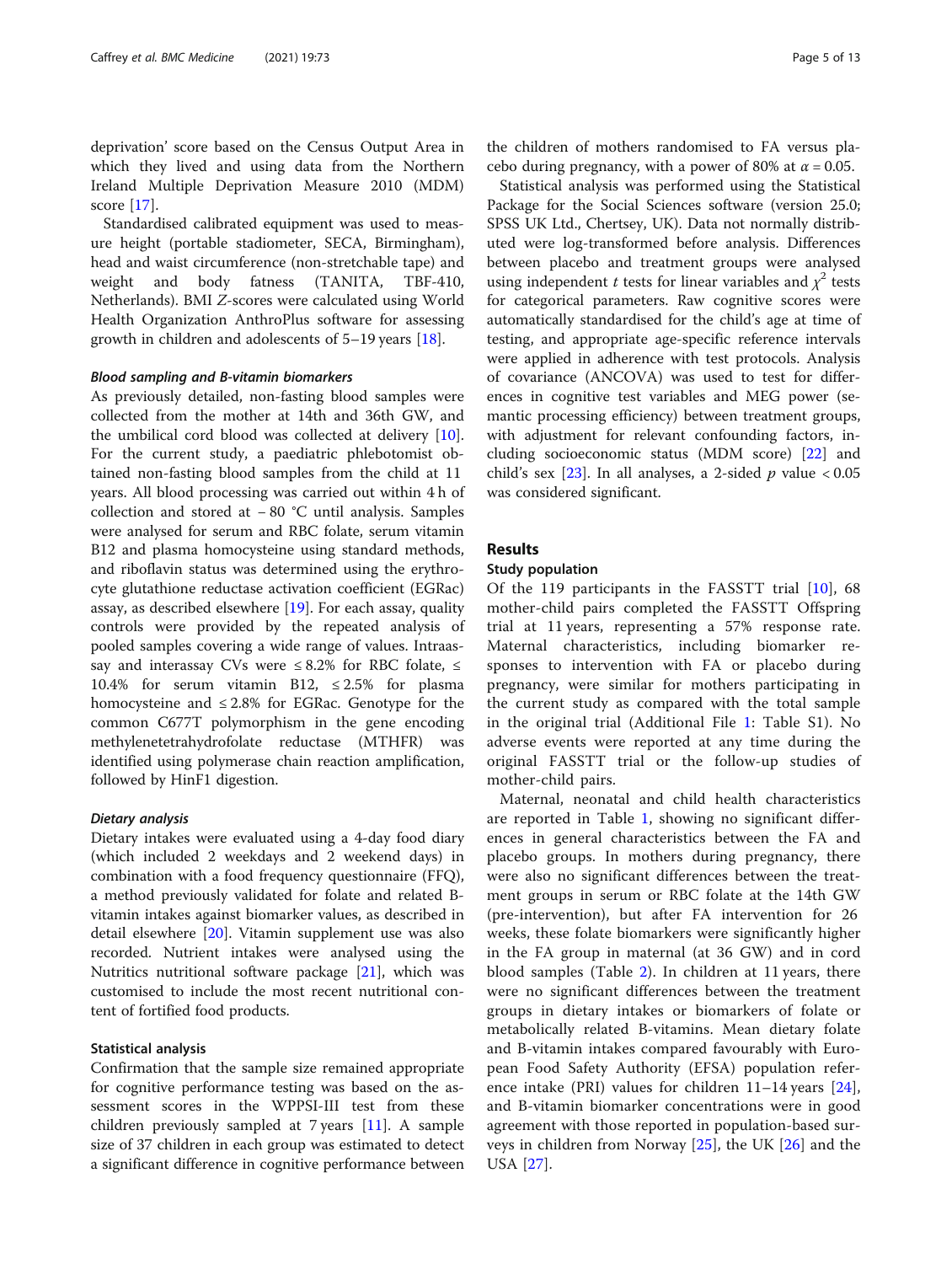deprivation' score based on the Census Output Area in which they lived and using data from the Northern Ireland Multiple Deprivation Measure 2010 (MDM) score [17].

Standardised calibrated equipment was used to measure height (portable stadiometer, SECA, Birmingham), head and waist circumference (non-stretchable tape) and weight and body fatness (TANITA, TBF-410, Netherlands). BMI $Z$-scores were calculated using World Health Organization AnthroPlus software for assessing growth in children and adolescents of 5–19 years [18].

#### *Blood sampling and B-vitamin biomarkers*

As previously detailed, non-fasting blood samples were collected from the mother at 14th and 36th GW, and the umbilical cord blood was collected at delivery [10]. For the current study, a paediatric phlebotomist obtained non-fasting blood samples from the child at 11 years. All blood processing was carried out within 4 h of collection and stored at − 80 °C until analysis. Samples were analysed for serum and RBC folate, serum vitamin B12 and plasma homocysteine using standard methods, and riboflavin status was determined using the erythrocyte glutathione reductase activation coefficient (EGRac) assay, as described elsewhere [19]. For each assay, quality controls were provided by the repeated analysis of pooled samples covering a wide range of values. Intraassay and interassay CVs were ≤ 8.2% for RBC folate, ≤ 10.4% for serum vitamin B12, ≤ 2.5% for plasma homocysteine and ≤ 2.8% for EGRac. Genotype for the common C677T polymorphism in the gene encoding methylenetetrahydrofolate reductase (MTHFR) was identified using polymerase chain reaction amplification, followed by HinF1 digestion.

#### *Dietary analysis*

Dietary intakes were evaluated using a 4-day food diary (which included 2 weekdays and 2 weekend days) in combination with a food frequency questionnaire (FFQ), a method previously validated for folate and related B-vitamin intakes against biomarker values, as described in detail elsewhere [20]. Vitamin supplement use was also recorded. Nutrient intakes were analysed using the Nutritics nutritional software package [21], which was customised to include the most recent nutritional content of fortified food products.

### Statistical analysis

Confirmation that the sample size remained appropriate for cognitive performance testing was based on the assessment scores in the WPPSI-III test from these children previously sampled at 7 years [11]. A sample size of 37 children in each group was estimated to detect a significant difference in cognitive performance between the children of mothers randomised to FA versus placebo during pregnancy, with a power of 80% at $\alpha = 0.05$.

Statistical analysis was performed using the Statistical Package for the Social Sciences software (version 25.0; SPSS UK Ltd., Chertsey, UK). Data not normally distributed were log-transformed before analysis. Differences between placebo and treatment groups were analysed using independent $t$ tests for linear variables and $\chi^2$ tests for categorical parameters. Raw cognitive scores were automatically standardised for the child's age at time of testing, and appropriate age-specific reference intervals were applied in adherence with test protocols. Analysis of covariance (ANCOVA) was used to test for differences in cognitive test variables and MEG power (semantic processing efficiency) between treatment groups, with adjustment for relevant confounding factors, including socioeconomic status (MDM score) [22] and child's sex [23]. In all analyses, a 2-sided $p$ value $< 0.05$ was considered significant.

## Results

### Study population

Of the 119 participants in the FASSTT trial [10], 68 mother-child pairs completed the FASSTT Offspring trial at 11 years, representing a 57% response rate. Maternal characteristics, including biomarker responses to intervention with FA or placebo during pregnancy, were similar for mothers participating in the current study as compared with the total sample in the original trial (Additional File 1: Table S1). No adverse events were reported at any time during the original FASSTT trial or the follow-up studies of mother-child pairs.

Maternal, neonatal and child health characteristics are reported in Table 1, showing no significant differences in general characteristics between the FA and placebo groups. In mothers during pregnancy, there were also no significant differences between the treatment groups in serum or RBC folate at the 14th GW (pre-intervention), but after FA intervention for 26 weeks, these folate biomarkers were significantly higher in the FA group in maternal (at 36 GW) and in cord blood samples (Table 2). In children at 11 years, there were no significant differences between the treatment groups in dietary intakes or biomarkers of folate or metabolically related B-vitamins. Mean dietary folate and B-vitamin intakes compared favourably with European Food Safety Authority (EFSA) population reference intake (PRI) values for children 11–14 years [24], and B-vitamin biomarker concentrations were in good agreement with those reported in population-based surveys in children from Norway [25], the UK [26] and the USA [27].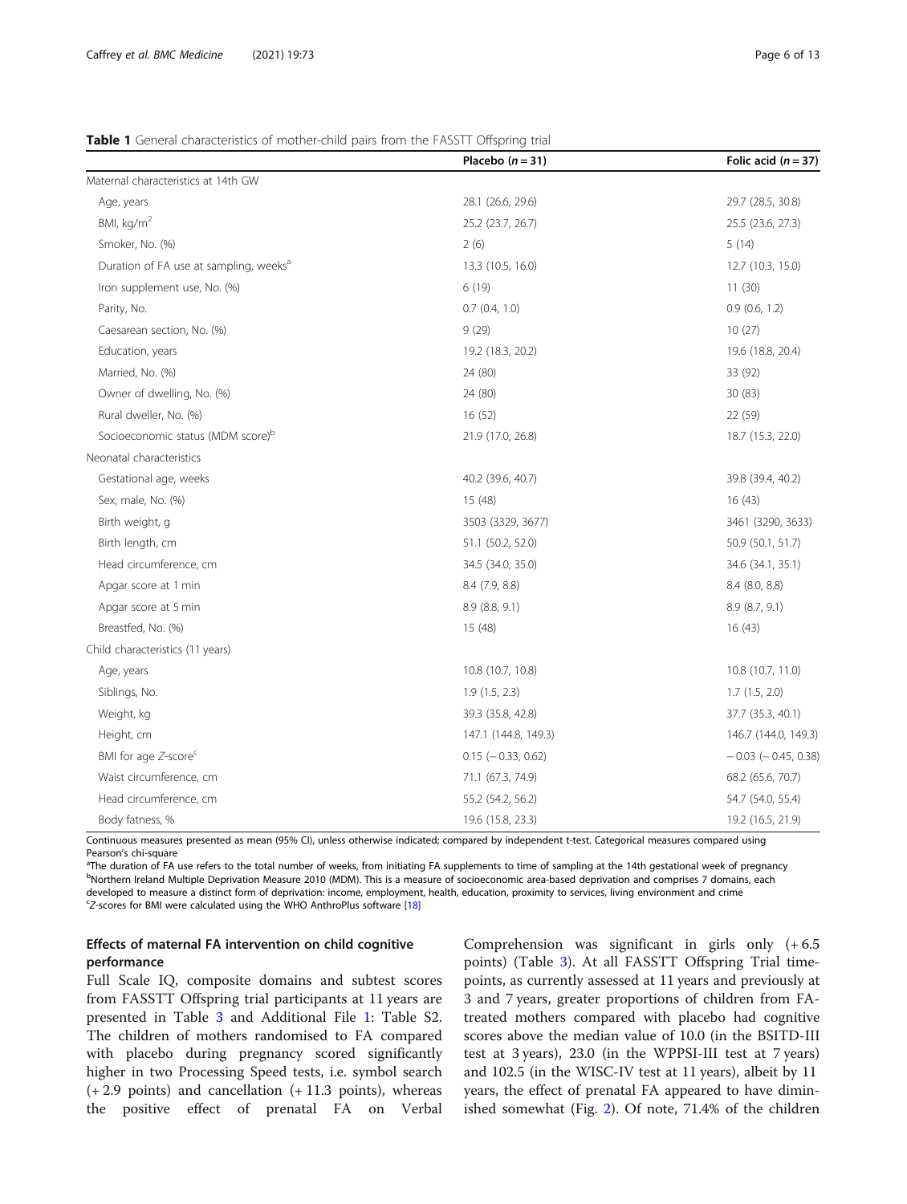**Table 1** General characteristics of mother-child pairs from the FASSTT Offspring trial

| | Placebo ($n = 31$) | Folic acid ($n = 37$) |
|---|---|---|
| Maternal characteristics at 14th GW | | |
| Age, years | 28.1 (26.6, 29.6) | 29.7 (28.5, 30.8) |
| BMI, kg/m$^2$ | 25.2 (23.7, 26.7) | 25.5 (23.6, 27.3) |
| Smoker, No. (%) | 2 (6) | 5 (14) |
| Duration of FA use at sampling, weeks[a] | 13.3 (10.5, 16.0) | 12.7 (10.3, 15.0) |
| Iron supplement use, No. (%) | 6 (19) | 11 (30) |
| Parity, No. | 0.7 (0.4, 1.0) | 0.9 (0.6, 1.2) |
| Caesarean section, No. (%) | 9 (29) | 10 (27) |
| Education, years | 19.2 (18.3, 20.2) | 19.6 (18.8, 20.4) |
| Married, No. (%) | 24 (80) | 33 (92) |
| Owner of dwelling, No. (%) | 24 (80) | 30 (83) |
| Rural dweller, No. (%) | 16 (52) | 22 (59) |
| Socioeconomic status (MDM score)[b] | 21.9 (17.0, 26.8) | 18.7 (15.3, 22.0) |
| Neonatal characteristics | | |
| Gestational age, weeks | 40.2 (39.6, 40.7) | 39.8 (39.4, 40.2) |
| Sex, male, No. (%) | 15 (48) | 16 (43) |
| Birth weight, g | 3503 (3329, 3677) | 3461 (3290, 3633) |
| Birth length, cm | 51.1 (50.2, 52.0) | 50.9 (50.1, 51.7) |
| Head circumference, cm | 34.5 (34.0, 35.0) | 34.6 (34.1, 35.1) |
| Apgar score at 1 min | 8.4 (7.9, 8.8) | 8.4 (8.0, 8.8) |
| Apgar score at 5 min | 8.9 (8.8, 9.1) | 8.9 (8.7, 9.1) |
| Breastfed, No. (%) | 15 (48) | 16 (43) |
| Child characteristics (11 years) | | |
| Age, years | 10.8 (10.7, 10.8) | 10.8 (10.7, 11.0) |
| Siblings, No. | 1.9 (1.5, 2.3) | 1.7 (1.5, 2.0) |
| Weight, kg | 39.3 (35.8, 42.8) | 37.7 (35.3, 40.1) |
| Height, cm | 147.1 (144.8, 149.3) | 146.7 (144.0, 149.3) |
| BMI for age *Z*-score[c] | 0.15 (− 0.33, 0.62) | − 0.03 (− 0.45, 0.38) |
| Waist circumference, cm | 71.1 (67.3, 74.9) | 68.2 (65.6, 70.7) |
| Head circumference, cm | 55.2 (54.2, 56.2) | 54.7 (54.0, 55.4) |
| Body fatness, % | 19.6 (15.8, 23.3) | 19.2 (16.5, 21.9) |

Continuous measures presented as mean (95% CI), unless otherwise indicated; compared by independent t-test. Categorical measures compared using Pearson's chi-square

[a]The duration of FA use refers to the total number of weeks, from initiating FA supplements to time of sampling at the 14th gestational week of pregnancy
[b]Northern Ireland Multiple Deprivation Measure 2010 (MDM). This is a measure of socioeconomic area-based deprivation and comprises 7 domains, each developed to measure a distinct form of deprivation: income, employment, health, education, proximity to services, living environment and crime
[c]*Z*-scores for BMI were calculated using the WHO AnthroPlus software [18]

### Effects of maternal FA intervention on child cognitive performance

Full Scale IQ, composite domains and subtest scores from FASSTT Offspring trial participants at 11 years are presented in Table 3 and Additional File 1: Table S2. The children of mothers randomised to FA compared with placebo during pregnancy scored significantly higher in two Processing Speed tests, i.e. symbol search (+ 2.9 points) and cancellation (+ 11.3 points), whereas the positive effect of prenatal FA on Verbal Comprehension was significant in girls only (+ 6.5 points) (Table 3). At all FASSTT Offspring Trial time-points, as currently assessed at 11 years and previously at 3 and 7 years, greater proportions of children from FA-treated mothers compared with placebo had cognitive scores above the median value of 10.0 (in the BSITD-III test at 3 years), 23.0 (in the WPPSI-III test at 7 years) and 102.5 (in the WISC-IV test at 11 years), albeit by 11 years, the effect of prenatal FA appeared to have diminished somewhat (Fig. 2). Of note, 71.4% of the children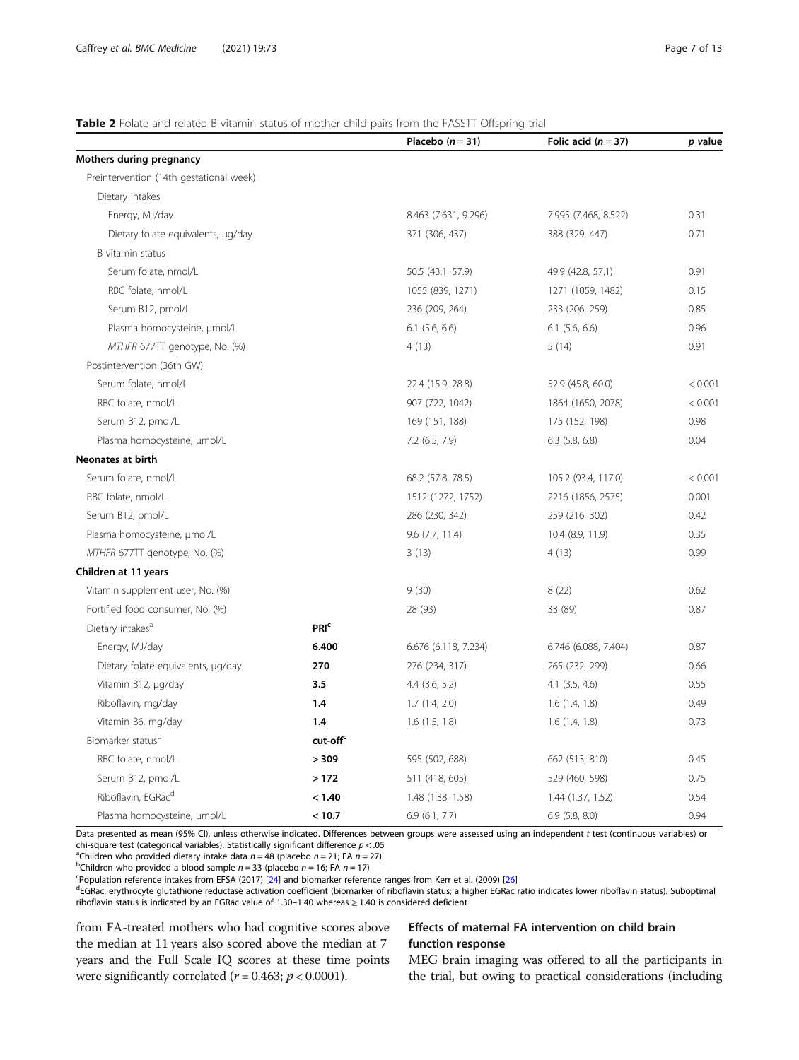**Table 2** Folate and related B-vitamin status of mother-child pairs from the FASSTT Offspring trial

| | | Placebo ($n = 31$) | Folic acid ($n = 37$) | *p* value |
|---|---|---|---|---|
| **Mothers during pregnancy** | | | | |
| Preintervention (14th gestational week) | | | | |
| Dietary intakes | | | | |
| Energy, MJ/day | | 8.463 (7.631, 9.296) | 7.995 (7.468, 8.522) | 0.31 |
| Dietary folate equivalents, μg/day | | 371 (306, 437) | 388 (329, 447) | 0.71 |
| B vitamin status | | | | |
| Serum folate, nmol/L | | 50.5 (43.1, 57.9) | 49.9 (42.8, 57.1) | 0.91 |
| RBC folate, nmol/L | | 1055 (839, 1271) | 1271 (1059, 1482) | 0.15 |
| Serum B12, pmol/L | | 236 (209, 264) | 233 (206, 259) | 0.85 |
| Plasma homocysteine, μmol/L | | 6.1 (5.6, 6.6) | 6.1 (5.6, 6.6) | 0.96 |
| *MTHFR* 677TT genotype, No. (%) | | 4 (13) | 5 (14) | 0.91 |
| Postintervention (36th GW) | | | | |
| Serum folate, nmol/L | | 22.4 (15.9, 28.8) | 52.9 (45.8, 60.0) | < 0.001 |
| RBC folate, nmol/L | | 907 (722, 1042) | 1864 (1650, 2078) | < 0.001 |
| Serum B12, pmol/L | | 169 (151, 188) | 175 (152, 198) | 0.98 |
| Plasma homocysteine, μmol/L | | 7.2 (6.5, 7.9) | 6.3 (5.8, 6.8) | 0.04 |
| **Neonates at birth** | | | | |
| Serum folate, nmol/L | | 68.2 (57.8, 78.5) | 105.2 (93.4, 117.0) | < 0.001 |
| RBC folate, nmol/L | | 1512 (1272, 1752) | 2216 (1856, 2575) | 0.001 |
| Serum B12, pmol/L | | 286 (230, 342) | 259 (216, 302) | 0.42 |
| Plasma homocysteine, μmol/L | | 9.6 (7.7, 11.4) | 10.4 (8.9, 11.9) | 0.35 |
| *MTHFR* 677TT genotype, No. (%) | | 3 (13) | 4 (13) | 0.99 |
| **Children at 11 years** | | | | |
| Vitamin supplement user, No. (%) | | 9 (30) | 8 (22) | 0.62 |
| Fortified food consumer, No. (%) | | 28 (93) | 33 (89) | 0.87 |
| Dietary intakes[a] | **PRI[c]** | | | |
| Energy, MJ/day | **6.400** | 6.676 (6.118, 7.234) | 6.746 (6.088, 7.404) | 0.87 |
| Dietary folate equivalents, μg/day | **270** | 276 (234, 317) | 265 (232, 299) | 0.66 |
| Vitamin B12, μg/day | **3.5** | 4.4 (3.6, 5.2) | 4.1 (3.5, 4.6) | 0.55 |
| Riboflavin, mg/day | **1.4** | 1.7 (1.4, 2.0) | 1.6 (1.4, 1.8) | 0.49 |
| Vitamin B6, mg/day | **1.4** | 1.6 (1.5, 1.8) | 1.6 (1.4, 1.8) | 0.73 |
| Biomarker status[b] | **cut-off[c]** | | | |
| RBC folate, nmol/L | **> 309** | 595 (502, 688) | 662 (513, 810) | 0.45 |
| Serum B12, pmol/L | **> 172** | 511 (418, 605) | 529 (460, 598) | 0.75 |
| Riboflavin, EGRac[d] | **< 1.40** | 1.48 (1.38, 1.58) | 1.44 (1.37, 1.52) | 0.54 |
| Plasma homocysteine, μmol/L | **< 10.7** | 6.9 (6.1, 7.7) | 6.9 (5.8, 8.0) | 0.94 |

Data presented as mean (95% CI), unless otherwise indicated. Differences between groups were assessed using an independent *t* test (continuous variables) or chi-square test (categorical variables). Statistically significant difference $p < .05$

[a]Children who provided dietary intake data $n = 48$ (placebo $n = 21$; FA $n = 27$)

[b]Children who provided a blood sample $n = 33$ (placebo $n = 16$; FA $n = 17$)

[c]Population reference intakes from EFSA (2017) [24] and biomarker reference ranges from Kerr et al. (2009) [26]

[d]EGRac, erythrocyte glutathione reductase activation coefficient (biomarker of riboflavin status; a higher EGRac ratio indicates lower riboflavin status). Suboptimal riboflavin status is indicated by an EGRac value of 1.30–1.40 whereas ≥ 1.40 is considered deficient

from FA-treated mothers who had cognitive scores above the median at 11 years also scored above the median at 7 years and the Full Scale IQ scores at these time points were significantly correlated ($r = 0.463$; $p < 0.0001$).

### Effects of maternal FA intervention on child brain function response

MEG brain imaging was offered to all the participants in the trial, but owing to practical considerations (including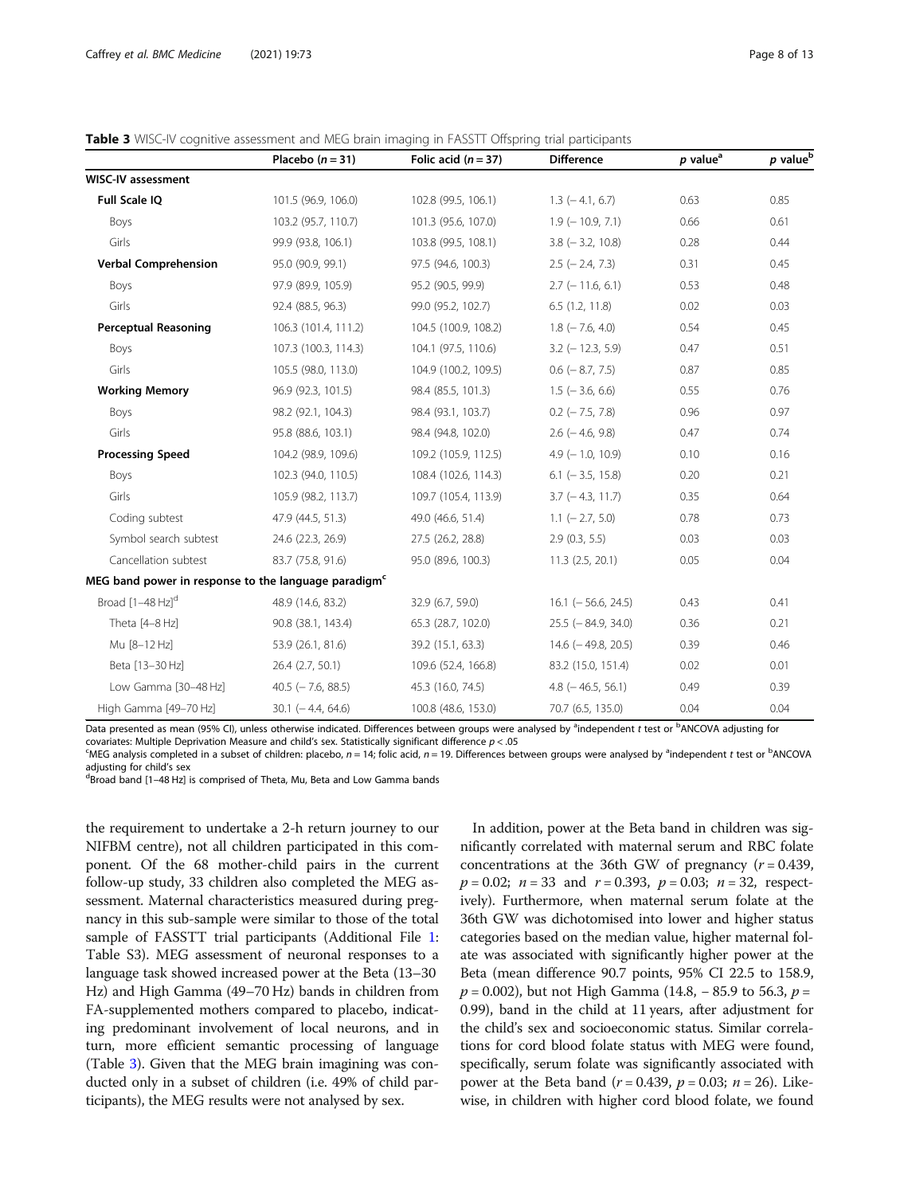**Table 3** WISC-IV cognitive assessment and MEG brain imaging in FASSTT Offspring trial participants

| | Placebo ($n = 31$) | Folic acid ($n = 37$) | Difference | $p$ value[a] | $p$ value[b] |
|---|---|---|---|---|---|
| **WISC-IV assessment** | | | | | |
| **Full Scale IQ** | 101.5 (96.9, 106.0) | 102.8 (99.5, 106.1) | 1.3 (− 4.1, 6.7) | 0.63 | 0.85 |
| Boys | 103.2 (95.7, 110.7) | 101.3 (95.6, 107.0) | 1.9 (− 10.9, 7.1) | 0.66 | 0.61 |
| Girls | 99.9 (93.8, 106.1) | 103.8 (99.5, 108.1) | 3.8 (− 3.2, 10.8) | 0.28 | 0.44 |
| **Verbal Comprehension** | 95.0 (90.9, 99.1) | 97.5 (94.6, 100.3) | 2.5 (− 2.4, 7.3) | 0.31 | 0.45 |
| Boys | 97.9 (89.9, 105.9) | 95.2 (90.5, 99.9) | 2.7 (− 11.6, 6.1) | 0.53 | 0.48 |
| Girls | 92.4 (88.5, 96.3) | 99.0 (95.2, 102.7) | 6.5 (1.2, 11.8) | 0.02 | 0.03 |
| **Perceptual Reasoning** | 106.3 (101.4, 111.2) | 104.5 (100.9, 108.2) | 1.8 (− 7.6, 4.0) | 0.54 | 0.45 |
| Boys | 107.3 (100.3, 114.3) | 104.1 (97.5, 110.6) | 3.2 (− 12.3, 5.9) | 0.47 | 0.51 |
| Girls | 105.5 (98.0, 113.0) | 104.9 (100.2, 109.5) | 0.6 (− 8.7, 7.5) | 0.87 | 0.85 |
| **Working Memory** | 96.9 (92.3, 101.5) | 98.4 (85.5, 101.3) | 1.5 (− 3.6, 6.6) | 0.55 | 0.76 |
| Boys | 98.2 (92.1, 104.3) | 98.4 (93.1, 103.7) | 0.2 (− 7.5, 7.8) | 0.96 | 0.97 |
| Girls | 95.8 (88.6, 103.1) | 98.4 (94.8, 102.0) | 2.6 (− 4.6, 9.8) | 0.47 | 0.74 |
| **Processing Speed** | 104.2 (98.9, 109.6) | 109.2 (105.9, 112.5) | 4.9 (− 1.0, 10.9) | 0.10 | 0.16 |
| Boys | 102.3 (94.0, 110.5) | 108.4 (102.6, 114.3) | 6.1 (− 3.5, 15.8) | 0.20 | 0.21 |
| Girls | 105.9 (98.2, 113.7) | 109.7 (105.4, 113.9) | 3.7 (− 4.3, 11.7) | 0.35 | 0.64 |
| Coding subtest | 47.9 (44.5, 51.3) | 49.0 (46.6, 51.4) | 1.1 (− 2.7, 5.0) | 0.78 | 0.73 |
| Symbol search subtest | 24.6 (22.3, 26.9) | 27.5 (26.2, 28.8) | 2.9 (0.3, 5.5) | 0.03 | 0.03 |
| Cancellation subtest | 83.7 (75.8, 91.6) | 95.0 (89.6, 100.3) | 11.3 (2.5, 20.1) | 0.05 | 0.04 |
| **MEG band power in response to the language paradigm[c]** | | | | | |
| Broad [1–48 Hz][d] | 48.9 (14.6, 83.2) | 32.9 (6.7, 59.0) | 16.1 (− 56.6, 24.5) | 0.43 | 0.41 |
| Theta [4–8 Hz] | 90.8 (38.1, 143.4) | 65.3 (28.7, 102.0) | 25.5 (− 84.9, 34.0) | 0.36 | 0.21 |
| Mu [8–12 Hz] | 53.9 (26.1, 81.6) | 39.2 (15.1, 63.3) | 14.6 (− 49.8, 20.5) | 0.39 | 0.46 |
| Beta [13–30 Hz] | 26.4 (2.7, 50.1) | 109.6 (52.4, 166.8) | 83.2 (15.0, 151.4) | 0.02 | 0.01 |
| Low Gamma [30–48 Hz] | 40.5 (− 7.6, 88.5) | 45.3 (16.0, 74.5) | 4.8 (− 46.5, 56.1) | 0.49 | 0.39 |
| High Gamma [49–70 Hz] | 30.1 (− 4.4, 64.6) | 100.8 (48.6, 153.0) | 70.7 (6.5, 135.0) | 0.04 | 0.04 |

Data presented as mean (95% CI), unless otherwise indicated. Differences between groups were analysed by [a]independent $t$ test or [b]ANCOVA adjusting for covariates: Multiple Deprivation Measure and child's sex. Statistically significant difference $p < .05$

[c]MEG analysis completed in a subset of children: placebo, $n = 14$; folic acid, $n = 19$. Differences between groups were analysed by [a]independent $t$ test or [b]ANCOVA adjusting for child's sex

[d]Broad band [1–48 Hz] is comprised of Theta, Mu, Beta and Low Gamma bands

the requirement to undertake a 2-h return journey to our NIFBM centre), not all children participated in this component. Of the 68 mother-child pairs in the current follow-up study, 33 children also completed the MEG assessment. Maternal characteristics measured during pregnancy in this sub-sample were similar to those of the total sample of FASSTT trial participants (Additional File 1: Table S3). MEG assessment of neuronal responses to a language task showed increased power at the Beta (13–30 Hz) and High Gamma (49–70 Hz) bands in children from FA-supplemented mothers compared to placebo, indicating predominant involvement of local neurons, and in turn, more efficient semantic processing of language (Table 3). Given that the MEG brain imagining was conducted only in a subset of children (i.e. 49% of child participants), the MEG results were not analysed by sex.

In addition, power at the Beta band in children was significantly correlated with maternal serum and RBC folate concentrations at the 36th GW of pregnancy ($r = 0.439$, $p = 0.02$; $n = 33$ and $r = 0.393$, $p = 0.03$; $n = 32$, respectively). Furthermore, when maternal serum folate at the 36th GW was dichotomised into lower and higher status categories based on the median value, higher maternal folate was associated with significantly higher power at the Beta (mean difference 90.7 points, 95% CI 22.5 to 158.9, $p = 0.002$), but not High Gamma (14.8, − 85.9 to 56.3, $p = 0.99$), band in the child at 11 years, after adjustment for the child's sex and socioeconomic status. Similar correlations for cord blood folate status with MEG were found, specifically, serum folate was significantly associated with power at the Beta band ($r = 0.439$, $p = 0.03$; $n = 26$). Likewise, in children with higher cord blood folate, we found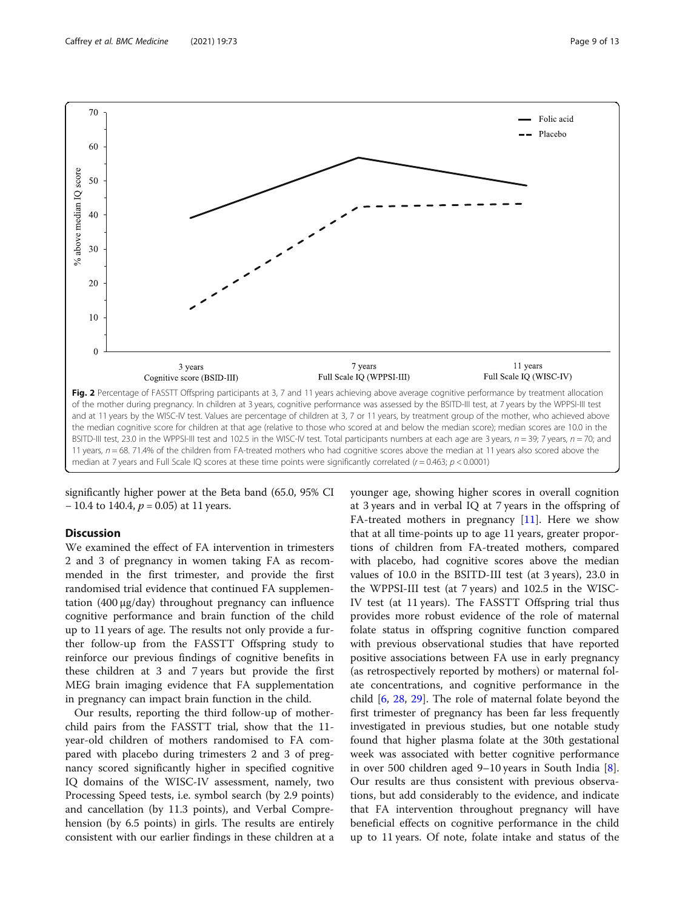Fig. 2 Percentage of FASSTT Offspring participants at 3, 7 and 11 years achieving above average cognitive performance by treatment allocation of the mother during pregnancy. In children at 3 years, cognitive performance was assessed by the BSITD-III test, at 7 years by the WPPSI-III test and at 11 years by the WISC-IV test. Values are percentage of children at 3, 7 or 11 years, by treatment group of the mother, who achieved above the median cognitive score for children at that age (relative to those who scored at and below the median score); median scores are 10.0 in the BSITD-III test, 23.0 in the WPPSI-III test and 102.5 in the WISC-IV test. Total participants numbers at each age are 3 years, $n = 39$; 7 years, $n = 70$; and 11 years, $n = 68$. 71.4% of the children from FA-treated mothers who had cognitive scores above the median at 11 years also scored above the median at 7 years and Full Scale IQ scores at these time points were significantly correlated ($r = 0.463$; $p < 0.0001$)

significantly higher power at the Beta band (65.0, 95% CI − 10.4 to 140.4, $p = 0.05$) at 11 years.

## Discussion

We examined the effect of FA intervention in trimesters 2 and 3 of pregnancy in women taking FA as recommended in the first trimester, and provide the first randomised trial evidence that continued FA supplementation (400 μg/day) throughout pregnancy can influence cognitive performance and brain function of the child up to 11 years of age. The results not only provide a further follow-up from the FASSTT Offspring study to reinforce our previous findings of cognitive benefits in these children at 3 and 7 years but provide the first MEG brain imaging evidence that FA supplementation in pregnancy can impact brain function in the child.

Our results, reporting the third follow-up of mother-child pairs from the FASSTT trial, show that the 11-year-old children of mothers randomised to FA compared with placebo during trimesters 2 and 3 of pregnancy scored significantly higher in specified cognitive IQ domains of the WISC-IV assessment, namely, two Processing Speed tests, i.e. symbol search (by 2.9 points) and cancellation (by 11.3 points), and Verbal Comprehension (by 6.5 points) in girls. The results are entirely consistent with our earlier findings in these children at a younger age, showing higher scores in overall cognition at 3 years and in verbal IQ at 7 years in the offspring of FA-treated mothers in pregnancy [11]. Here we show that at all time-points up to age 11 years, greater proportions of children from FA-treated mothers, compared with placebo, had cognitive scores above the median values of 10.0 in the BSITD-III test (at 3 years), 23.0 in the WPPSI-III test (at 7 years) and 102.5 in the WISC-IV test (at 11 years). The FASSTT Offspring trial thus provides more robust evidence of the role of maternal folate status in offspring cognitive function compared with previous observational studies that have reported positive associations between FA use in early pregnancy (as retrospectively reported by mothers) or maternal folate concentrations, and cognitive performance in the child [6, 28, 29]. The role of maternal folate beyond the first trimester of pregnancy has been far less frequently investigated in previous studies, but one notable study found that higher plasma folate at the 30th gestational week was associated with better cognitive performance in over 500 children aged 9–10 years in South India [8]. Our results are thus consistent with previous observations, but add considerably to the evidence, and indicate that FA intervention throughout pregnancy will have beneficial effects on cognitive performance in the child up to 11 years. Of note, folate intake and status of the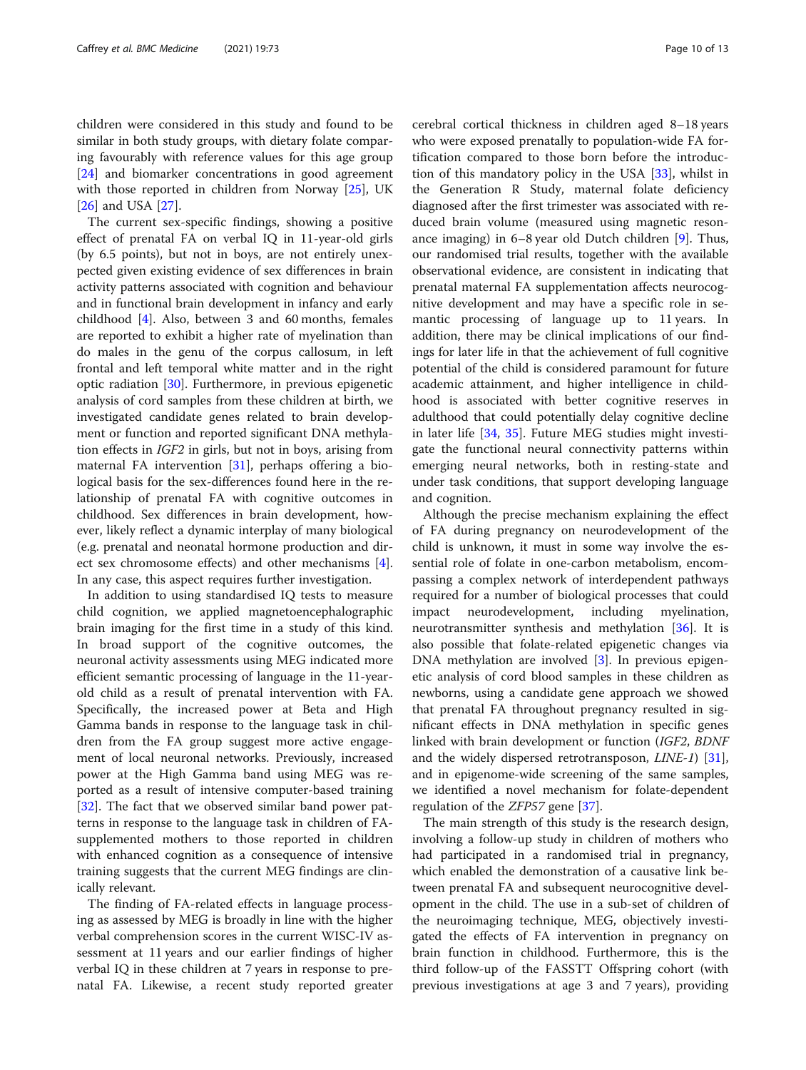children were considered in this study and found to be similar in both study groups, with dietary folate comparing favourably with reference values for this age group [24] and biomarker concentrations in good agreement with those reported in children from Norway [25], UK [26] and USA [27].

The current sex-specific findings, showing a positive effect of prenatal FA on verbal IQ in 11-year-old girls (by 6.5 points), but not in boys, are not entirely unexpected given existing evidence of sex differences in brain activity patterns associated with cognition and behaviour and in functional brain development in infancy and early childhood [4]. Also, between 3 and 60 months, females are reported to exhibit a higher rate of myelination than do males in the genu of the corpus callosum, in left frontal and left temporal white matter and in the right optic radiation [30]. Furthermore, in previous epigenetic analysis of cord samples from these children at birth, we investigated candidate genes related to brain development or function and reported significant DNA methylation effects in *IGF2* in girls, but not in boys, arising from maternal FA intervention [31], perhaps offering a biological basis for the sex-differences found here in the relationship of prenatal FA with cognitive outcomes in childhood. Sex differences in brain development, however, likely reflect a dynamic interplay of many biological (e.g. prenatal and neonatal hormone production and direct sex chromosome effects) and other mechanisms [4]. In any case, this aspect requires further investigation.

In addition to using standardised IQ tests to measure child cognition, we applied magnetoencephalographic brain imaging for the first time in a study of this kind. In broad support of the cognitive outcomes, the neuronal activity assessments using MEG indicated more efficient semantic processing of language in the 11-year-old child as a result of prenatal intervention with FA. Specifically, the increased power at Beta and High Gamma bands in response to the language task in children from the FA group suggest more active engagement of local neuronal networks. Previously, increased power at the High Gamma band using MEG was reported as a result of intensive computer-based training [32]. The fact that we observed similar band power patterns in response to the language task in children of FA-supplemented mothers to those reported in children with enhanced cognition as a consequence of intensive training suggests that the current MEG findings are clinically relevant.

The finding of FA-related effects in language processing as assessed by MEG is broadly in line with the higher verbal comprehension scores in the current WISC-IV assessment at 11 years and our earlier findings of higher verbal IQ in these children at 7 years in response to prenatal FA. Likewise, a recent study reported greater cerebral cortical thickness in children aged 8–18 years who were exposed prenatally to population-wide FA fortification compared to those born before the introduction of this mandatory policy in the USA [33], whilst in the Generation R Study, maternal folate deficiency diagnosed after the first trimester was associated with reduced brain volume (measured using magnetic resonance imaging) in 6–8 year old Dutch children [9]. Thus, our randomised trial results, together with the available observational evidence, are consistent in indicating that prenatal maternal FA supplementation affects neurocognitive development and may have a specific role in semantic processing of language up to 11 years. In addition, there may be clinical implications of our findings for later life in that the achievement of full cognitive potential of the child is considered paramount for future academic attainment, and higher intelligence in childhood is associated with better cognitive reserves in adulthood that could potentially delay cognitive decline in later life [34, 35]. Future MEG studies might investigate the functional neural connectivity patterns within emerging neural networks, both in resting-state and under task conditions, that support developing language and cognition.

Although the precise mechanism explaining the effect of FA during pregnancy on neurodevelopment of the child is unknown, it must in some way involve the essential role of folate in one-carbon metabolism, encompassing a complex network of interdependent pathways required for a number of biological processes that could impact neurodevelopment, including myelination, neurotransmitter synthesis and methylation [36]. It is also possible that folate-related epigenetic changes via DNA methylation are involved [3]. In previous epigenetic analysis of cord blood samples in these children as newborns, using a candidate gene approach we showed that prenatal FA throughout pregnancy resulted in significant effects in DNA methylation in specific genes linked with brain development or function (*IGF2*, *BDNF* and the widely dispersed retrotransposon, *LINE-1*) [31], and in epigenome-wide screening of the same samples, we identified a novel mechanism for folate-dependent regulation of the *ZFP57* gene [37].

The main strength of this study is the research design, involving a follow-up study in children of mothers who had participated in a randomised trial in pregnancy, which enabled the demonstration of a causative link between prenatal FA and subsequent neurocognitive development in the child. The use in a sub-set of children of the neuroimaging technique, MEG, objectively investigated the effects of FA intervention in pregnancy on brain function in childhood. Furthermore, this is the third follow-up of the FASSTT Offspring cohort (with previous investigations at age 3 and 7 years), providing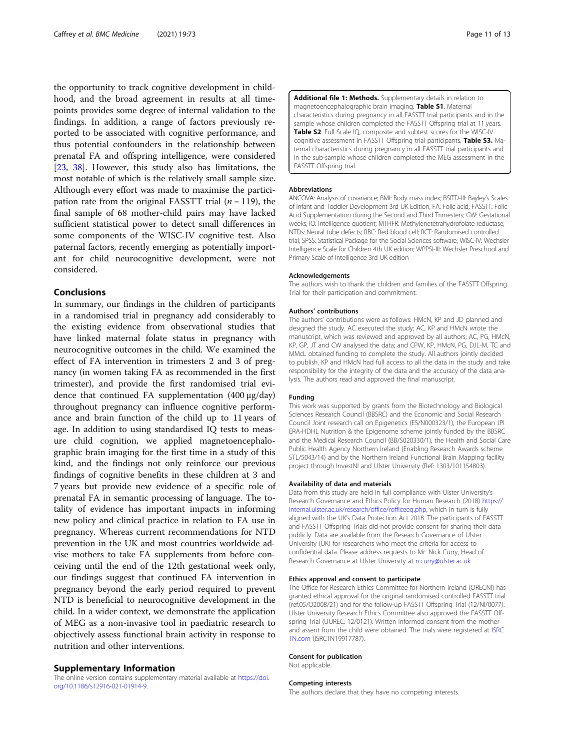the opportunity to track cognitive development in childhood, and the broad agreement in results at all timepoints provides some degree of internal validation to the findings. In addition, a range of factors previously reported to be associated with cognitive performance, and thus potential confounders in the relationship between prenatal FA and offspring intelligence, were considered [23, 38]. However, this study also has limitations, the most notable of which is the relatively small sample size. Although every effort was made to maximise the participation rate from the original FASSTT trial ($n = 119$), the final sample of 68 mother-child pairs may have lacked sufficient statistical power to detect small differences in some components of the WISC-IV cognitive test. Also paternal factors, recently emerging as potentially important for child neurocognitive development, were not considered.

## Conclusions

In summary, our findings in the children of participants in a randomised trial in pregnancy add considerably to the existing evidence from observational studies that have linked maternal folate status in pregnancy with neurocognitive outcomes in the child. We examined the effect of FA intervention in trimesters 2 and 3 of pregnancy (in women taking FA as recommended in the first trimester), and provide the first randomised trial evidence that continued FA supplementation (400 μg/day) throughout pregnancy can influence cognitive performance and brain function of the child up to 11 years of age. In addition to using standardised IQ tests to measure child cognition, we applied magnetoencephalographic brain imaging for the first time in a study of this kind, and the findings not only reinforce our previous findings of cognitive benefits in these children at 3 and 7 years but provide new evidence of a specific role of prenatal FA in semantic processing of language. The totality of evidence has important impacts in informing new policy and clinical practice in relation to FA use in pregnancy. Whereas current recommendations for NTD prevention in the UK and most countries worldwide advise mothers to take FA supplements from before conceiving until the end of the 12th gestational week only, our findings suggest that continued FA intervention in pregnancy beyond the early period required to prevent NTD is beneficial to neurocognitive development in the child. In a wider context, we demonstrate the application of MEG as a non-invasive tool in paediatric research to objectively assess functional brain activity in response to nutrition and other interventions.

## Supplementary Information

The online version contains supplementary material available at https://doi.org/10.1186/s12916-021-01914-9.

**Additional file 1: Methods.** Supplementary details in relation to magnetoencephalographic brain imaging. **Table S1**. Maternal characteristics during pregnancy in all FASSTT trial participants and in the sample whose children completed the FASSTT Offspring trial at 11 years. **Table S2**. Full Scale IQ, composite and subtest scores for the WISC-IV cognitive assessment in FASSTT Offspring trial participants. **Table S3.** Maternal characteristics during pregnancy in all FASSTT trial participants and in the sub-sample whose children completed the MEG assessment in the FASSTT Offspring trial.

### Abbreviations

ANCOVA: Analysis of covariance; BMI: Body mass index; BSITD-III: Bayley's Scales of Infant and Toddler Development 3rd UK Edition; FA: Folic acid; FASSTT: Folic Acid Supplementation during the Second and Third Trimesters; GW: Gestational weeks; IQ: Intelligence quotient; MTHFR: Methylenetetrahydrofolate reductase; NTDs: Neural tube defects; RBC: Red blood cell; RCT: Randomised controlled trial; SPSS: Statistical Package for the Social Sciences software; WISC-IV: Wechsler Intelligence Scale for Children 4th UK edition; WPPSI-III: Wechsler Preschool and Primary Scale of Intelligence 3rd UK edition

### Acknowledgements

The authors wish to thank the children and families of the FASSTT Offspring Trial for their participation and commitment.

### Authors' contributions

The authors' contributions were as follows: HMcN, KP and JD planned and designed the study. AC executed the study; AC, KP and HMcN wrote the manuscript, which was reviewed and approved by all authors; AC, PG, HMcN, KP, GP, JT and CW analysed the data; and CPW, KP, HMcN, PG, DJL-M, TC and MMcL obtained funding to complete the study. All authors jointly decided to publish. KP and HMcN had full access to all the data in the study and take responsibility for the integrity of the data and the accuracy of the data analysis. The authors read and approved the final manuscript.

### Funding

This work was supported by grants from the Biotechnology and Biological Sciences Research Council (BBSRC) and the Economic and Social Research Council Joint research call on Epigenetics (ES/N000323/1), the European JPI ERA-HDHL Nutrition & the Epigenome scheme jointly funded by the BBSRC and the Medical Research Council (BB/S020330/1), the Health and Social Care Public Health Agency Northern Ireland (Enabling Research Awards scheme STL/5043/14) and by the Northern Ireland Functional Brain Mapping facility project through InvestNI and Ulster University (Ref: 1303/101154803).

### Availability of data and materials

Data from this study are held in full compliance with Ulster University's Research Governance and Ethics Policy for Human Research (2018) https://internal.ulster.ac.uk/research/office/rofficeeg.php, which in turn is fully aligned with the UK's Data Protection Act 2018. The participants of FASSTT and FASSTT Offspring Trials did not provide consent for sharing their data publicly. Data are available from the Research Governance of Ulster University (UK) for researchers who meet the criteria for access to confidential data. Please address requests to Mr. Nick Curry, Head of Research Governance at Ulster University at n.curry@ulster.ac.uk.

### Ethics approval and consent to participate

The Office for Research Ethics Committee for Northern Ireland (ORECNI) has granted ethical approval for the original randomised controlled FASSTT trial (ref:05/Q2008/21) and for the follow-up FASSTT Offspring Trial (12/NI/0077). Ulster University Research Ethics Committee also approved the FASSTT Offspring Trial (UUREC: 12/0121). Written informed consent from the mother and assent from the child were obtained. The trials were registered at ISRCTN.com (ISRCTN19917787).

### Consent for publication

Not applicable.

### Competing interests

The authors declare that they have no competing interests.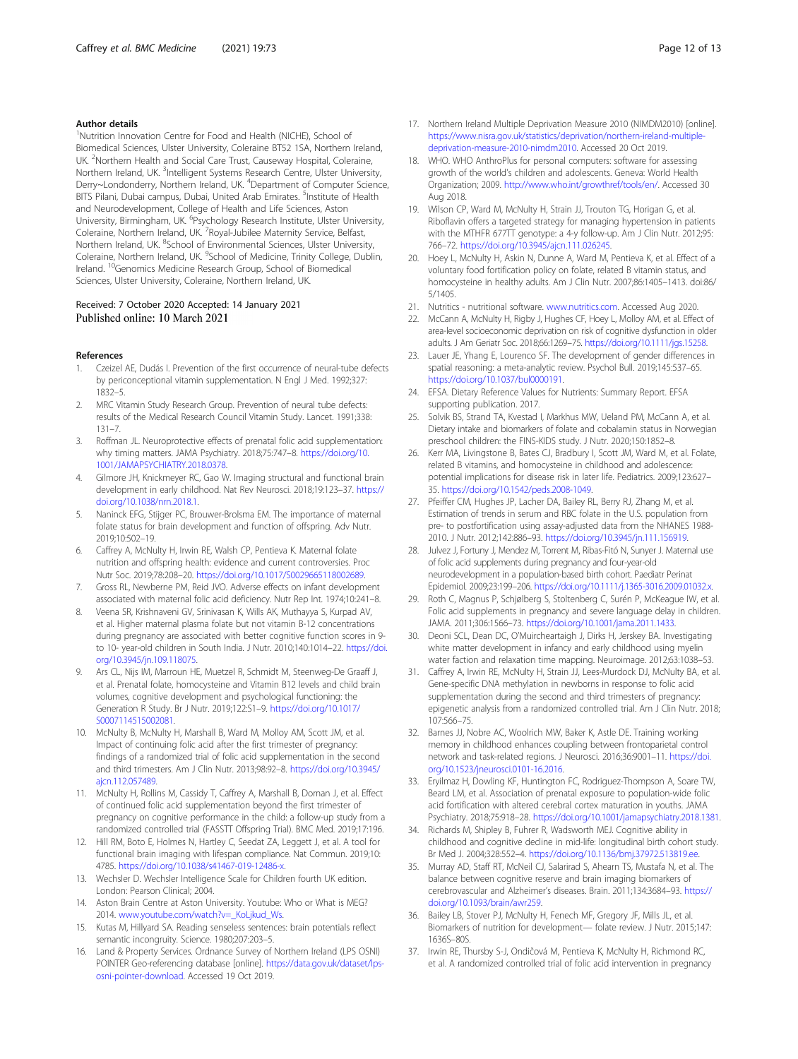#### Author details

[1]Nutrition Innovation Centre for Food and Health (NICHE), School of Biomedical Sciences, Ulster University, Coleraine BT52 1SA, Northern Ireland, UK. [2]Northern Health and Social Care Trust, Causeway Hospital, Coleraine, Northern Ireland, UK. [3]Intelligent Systems Research Centre, Ulster University, Derry~Londonderry, Northern Ireland, UK. [4]Department of Computer Science, BITS Pilani, Dubai campus, Dubai, United Arab Emirates. [5]Institute of Health and Neurodevelopment, College of Health and Life Sciences, Aston University, Birmingham, UK. [6]Psychology Research Institute, Ulster University, Coleraine, Northern Ireland, UK. [7]Royal-Jubilee Maternity Service, Belfast, Northern Ireland, UK. [8]School of Environmental Sciences, Ulster University, Coleraine, Northern Ireland, UK. [9]School of Medicine, Trinity College, Dublin, Ireland. [10]Genomics Medicine Research Group, School of Biomedical Sciences, Ulster University, Coleraine, Northern Ireland, UK.

Received: 7 October 2020 Accepted: 14 January 2021
Published online: 10 March 2021

#### References

1. Czeizel AE, Dudás I. Prevention of the first occurrence of neural-tube defects by periconceptional vitamin supplementation. N Engl J Med. 1992;327:1832–5.
2. MRC Vitamin Study Research Group. Prevention of neural tube defects: results of the Medical Research Council Vitamin Study. Lancet. 1991;338:131–7.
3. Roffman JL. Neuroprotective effects of prenatal folic acid supplementation: why timing matters. JAMA Psychiatry. 2018;75:747–8. https://doi.org/10.1001/JAMAPSYCHIATRY.2018.0378.
4. Gilmore JH, Knickmeyer RC, Gao W. Imaging structural and functional brain development in early childhood. Nat Rev Neurosci. 2018;19:123–37. https://doi.org/10.1038/nrn.2018.1.
5. Naninck EFG, Stijger PC, Brouwer-Brolsma EM. The importance of maternal folate status for brain development and function of offspring. Adv Nutr. 2019;10:502–19.
6. Caffrey A, McNulty H, Irwin RE, Walsh CP, Pentieva K. Maternal folate nutrition and offspring health: evidence and current controversies. Proc Nutr Soc. 2019;78:208–20. https://doi.org/10.1017/S0029665118002689.
7. Gross RL, Newberne PM, Reid JVO. Adverse effects on infant development associated with maternal folic acid deficiency. Nutr Rep Int. 1974;10:241–8.
8. Veena SR, Krishnaveni GV, Srinivasan K, Wills AK, Muthayya S, Kurpad AV, et al. Higher maternal plasma folate but not vitamin B-12 concentrations during pregnancy are associated with better cognitive function scores in 9- to 10- year-old children in South India. J Nutr. 2010;140:1014–22. https://doi.org/10.3945/jn.109.118075.
9. Ars CL, Nijs IM, Marroun HE, Muetzel R, Schmidt M, Steenweg-De Graaff J, et al. Prenatal folate, homocysteine and Vitamin B12 levels and child brain volumes, cognitive development and psychological functioning: the Generation R Study. Br J Nutr. 2019;122:S1–9. https://doi.org/10.1017/S0007114515002081.
10. McNulty B, McNulty H, Marshall B, Ward M, Molloy AM, Scott JM, et al. Impact of continuing folic acid after the first trimester of pregnancy: findings of a randomized trial of folic acid supplementation in the second and third trimesters. Am J Clin Nutr. 2013;98:92–8. https://doi.org/10.3945/ajcn.112.057489.
11. McNulty H, Rollins M, Cassidy T, Caffrey A, Marshall B, Dornan J, et al. Effect of continued folic acid supplementation beyond the first trimester of pregnancy on cognitive performance in the child: a follow-up study from a randomized controlled trial (FASSTT Offspring Trial). BMC Med. 2019;17:196.
12. Hill RM, Boto E, Holmes N, Hartley C, Seedat ZA, Leggett J, et al. A tool for functional brain imaging with lifespan compliance. Nat Commun. 2019;10:4785. https://doi.org/10.1038/s41467-019-12486-x.
13. Wechsler D. Wechsler Intelligence Scale for Children fourth UK edition. London: Pearson Clinical; 2004.
14. Aston Brain Centre at Aston University. Youtube: Who or What is MEG? 2014. www.youtube.com/watch?v=_KoLjkud_Ws.
15. Kutas M, Hillyard SA. Reading senseless sentences: brain potentials reflect semantic incongruity. Science. 1980;207:203–5.
16. Land & Property Services. Ordnance Survey of Northern Ireland (LPS OSNI) POINTER Geo-referencing database [online]. https://data.gov.uk/dataset/lps-osni-pointer-download. Accessed 19 Oct 2019.
17. Northern Ireland Multiple Deprivation Measure 2010 (NIMDM2010) [online]. https://www.nisra.gov.uk/statistics/deprivation/northern-ireland-multiple-deprivation-measure-2010-nimdm2010. Accessed 20 Oct 2019.
18. WHO. WHO AnthroPlus for personal computers: software for assessing growth of the world's children and adolescents. Geneva: World Health Organization; 2009. http://www.who.int/growthref/tools/en/. Accessed 30 Aug 2018.
19. Wilson CP, Ward M, McNulty H, Strain JJ, Trouton TG, Horigan G, et al. Riboflavin offers a targeted strategy for managing hypertension in patients with the MTHFR 677TT genotype: a 4-y follow-up. Am J Clin Nutr. 2012;95:766–72. https://doi.org/10.3945/ajcn.111.026245.
20. Hoey L, McNulty H, Askin N, Dunne A, Ward M, Pentieva K, et al. Effect of a voluntary food fortification policy on folate, related B vitamin status, and homocysteine in healthy adults. Am J Clin Nutr. 2007;86:1405–1413. doi:86/5/1405.
21. Nutritics - nutritional software. www.nutritics.com. Accessed Aug 2020.
22. McCann A, McNulty H, Rigby J, Hughes CF, Hoey L, Molloy AM, et al. Effect of area-level socioeconomic deprivation on risk of cognitive dysfunction in older adults. J Am Geriatr Soc. 2018;66:1269–75. https://doi.org/10.1111/jgs.15258.
23. Lauer JE, Yhang E, Lourenco SF. The development of gender differences in spatial reasoning: a meta-analytic review. Psychol Bull. 2019;145:537–65. https://doi.org/10.1037/bul0000191.
24. EFSA. Dietary Reference Values for Nutrients: Summary Report. EFSA supporting publication. 2017.
25. Solvik BS, Strand TA, Kvestad I, Markhus MW, Ueland PM, McCann A, et al. Dietary intake and biomarkers of folate and cobalamin status in Norwegian preschool children: the FINS-KIDS study. J Nutr. 2020;150:1852–8.
26. Kerr MA, Livingstone B, Bates CJ, Bradbury I, Scott JM, Ward M, et al. Folate, related B vitamins, and homocysteine in childhood and adolescence: potential implications for disease risk in later life. Pediatrics. 2009;123:627–35. https://doi.org/10.1542/peds.2008-1049.
27. Pfeiffer CM, Hughes JP, Lacher DA, Bailey RL, Berry RJ, Zhang M, et al. Estimation of trends in serum and RBC folate in the U.S. population from pre- to postfortification using assay-adjusted data from the NHANES 1988-2010. J Nutr. 2012;142:886–93. https://doi.org/10.3945/jn.111.156919.
28. Julvez J, Fortuny J, Mendez M, Torrent M, Ribas-Fitó N, Sunyer J. Maternal use of folic acid supplements during pregnancy and four-year-old neurodevelopment in a population-based birth cohort. Paediatr Perinat Epidemiol. 2009;23:199–206. https://doi.org/10.1111/j.1365-3016.2009.01032.x.
29. Roth C, Magnus P, Schjølberg S, Stoltenberg C, Surén P, McKeague IW, et al. Folic acid supplements in pregnancy and severe language delay in children. JAMA. 2011;306:1566–73. https://doi.org/10.1001/jama.2011.1433.
30. Deoni SCL, Dean DC, O'Muircheartaigh J, Dirks H, Jerskey BA. Investigating white matter development in infancy and early childhood using myelin water faction and relaxation time mapping. Neuroimage. 2012;63:1038–53.
31. Caffrey A, Irwin RE, McNulty H, Strain JJ, Lees-Murdock DJ, McNulty BA, et al. Gene-specific DNA methylation in newborns in response to folic acid supplementation during the second and third trimesters of pregnancy: epigenetic analysis from a randomized controlled trial. Am J Clin Nutr. 2018;107:566–75.
32. Barnes JJ, Nobre AC, Woolrich MW, Baker K, Astle DE. Training working memory in childhood enhances coupling between frontoparietal control network and task-related regions. J Neurosci. 2016;36:9001–11. https://doi.org/10.1523/jneurosci.0101-16.2016.
33. Eryilmaz H, Dowling KF, Huntington FC, Rodriguez-Thompson A, Soare TW, Beard LM, et al. Association of prenatal exposure to population-wide folic acid fortification with altered cerebral cortex maturation in youths. JAMA Psychiatry. 2018;75:918–28. https://doi.org/10.1001/jamapsychiatry.2018.1381.
34. Richards M, Shipley B, Fuhrer R, Wadsworth MEJ. Cognitive ability in childhood and cognitive decline in mid-life: longitudinal birth cohort study. Br Med J. 2004;328:552–4. https://doi.org/10.1136/bmj.37972.513819.ee.
35. Murray AD, Staff RT, McNeil CJ, Salarirad S, Ahearn TS, Mustafa N, et al. The balance between cognitive reserve and brain imaging biomarkers of cerebrovascular and Alzheimer's diseases. Brain. 2011;134:3684–93. https://doi.org/10.1093/brain/awr259.
36. Bailey LB, Stover PJ, McNulty H, Fenech MF, Gregory JF, Mills JL, et al. Biomarkers of nutrition for development— folate review. J Nutr. 2015;147:1636S–80S.
37. Irwin RE, Thursby S-J, Ondičová M, Pentieva K, McNulty H, Richmond RC, et al. A randomized controlled trial of folic acid intervention in pregnancy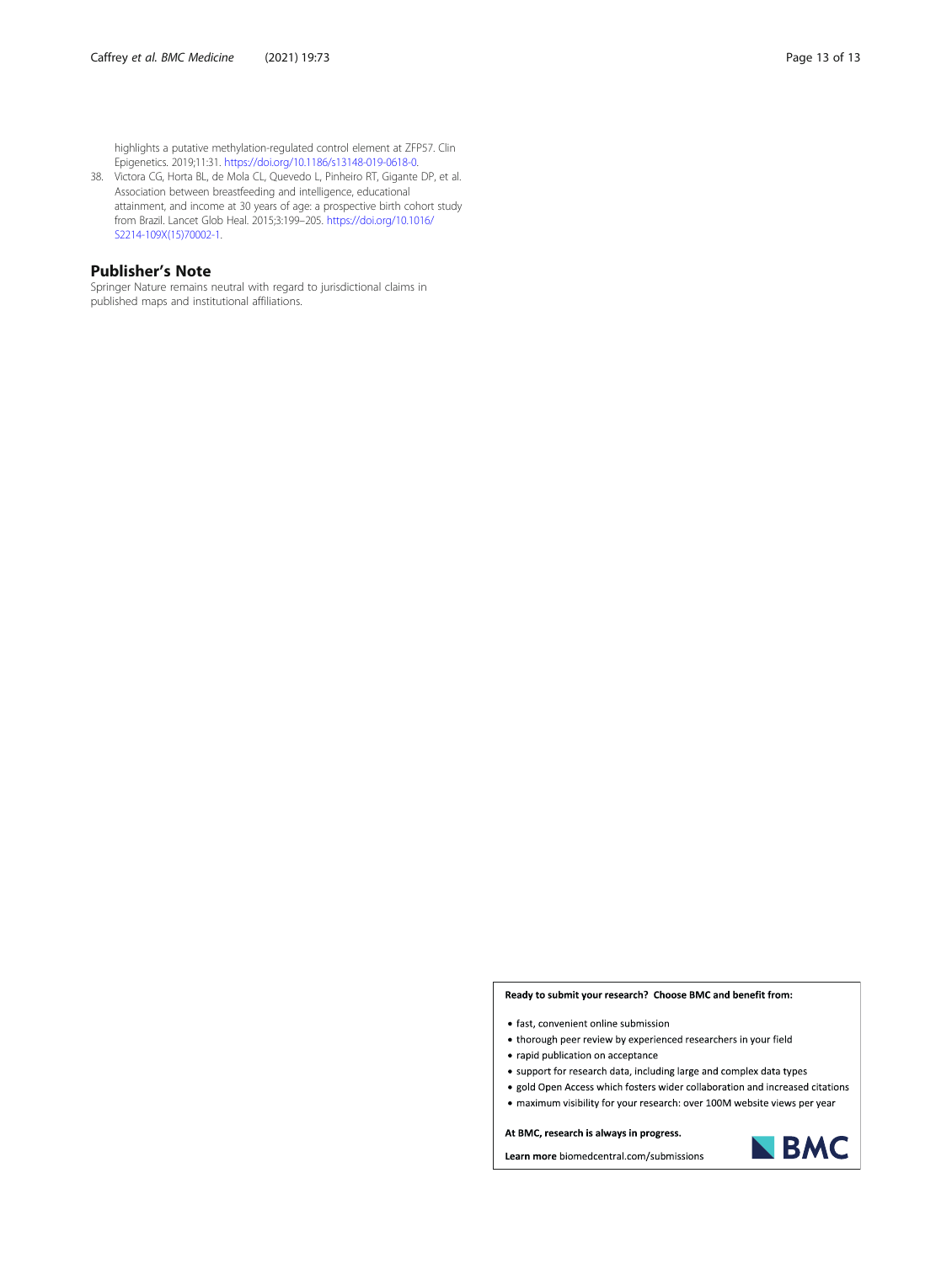highlights a putative methylation-regulated control element at ZFP57. Clin Epigenetics. 2019;11:31. https://doi.org/10.1186/s13148-019-0618-0.

38. Victora CG, Horta BL, de Mola CL, Quevedo L, Pinheiro RT, Gigante DP, et al. Association between breastfeeding and intelligence, educational attainment, and income at 30 years of age: a prospective birth cohort study from Brazil. Lancet Glob Heal. 2015;3:199–205. https://doi.org/10.1016/S2214-109X(15)70002-1.

## Publisher's Note

Springer Nature remains neutral with regard to jurisdictional claims in published maps and institutional affiliations.

**Ready to submit your research? Choose BMC and benefit from:**

- fast, convenient online submission
- thorough peer review by experienced researchers in your field
- rapid publication on acceptance
- support for research data, including large and complex data types
- gold Open Access which fosters wider collaboration and increased citations
- maximum visibility for your research: over 100M website views per year

**At BMC, research is always in progress.**

**Learn more** biomedcentral.com/submissions

BMC